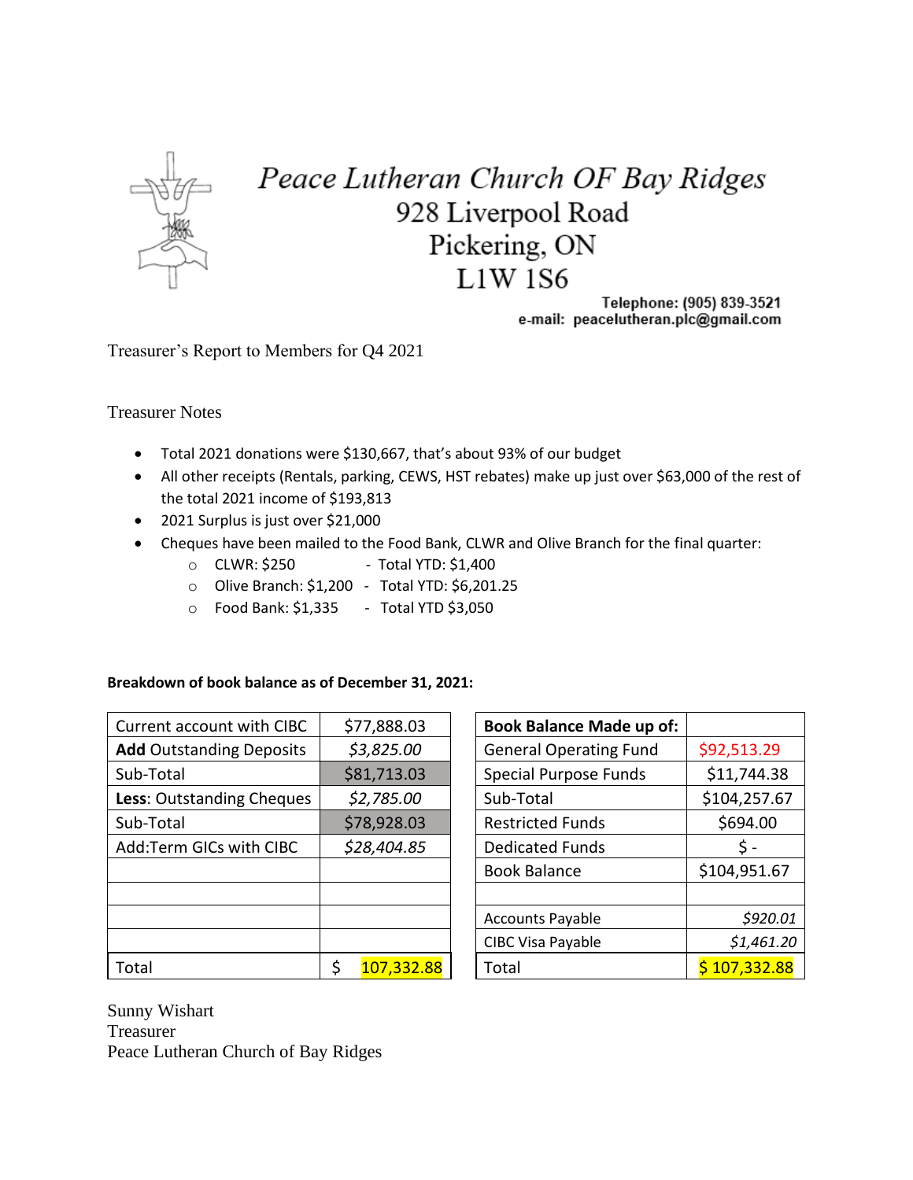# Peace Lutheran Church OF Bay Ridges

928 Liverpool Road
Pickering, ON
L1W 1S6

Telephone: (905) 839-3521
e-mail: peacelutheran.plc@gmail.com

Treasurer's Report to Members for Q4 2021

Treasurer Notes

- Total 2021 donations were $130,667, that's about 93% of our budget
- All other receipts (Rentals, parking, CEWS, HST rebates) make up just over $63,000 of the rest of the total 2021 income of $193,813
- 2021 Surplus is just over $21,000
- Cheques have been mailed to the Food Bank, CLWR and Olive Branch for the final quarter:
  - CLWR: $250 - Total YTD: $1,400
  - Olive Branch: $1,200 - Total YTD: $6,201.25
  - Food Bank: $1,335 - Total YTD $3,050

**Breakdown of book balance as of December 31, 2021:**

| | |
|---|---|
| Current account with CIBC | $77,888.03 |
| **Add** Outstanding Deposits | *$3,825.00* |
| Sub-Total | $81,713.03 |
| **Less**: Outstanding Cheques | *$2,785.00* |
| Sub-Total | $78,928.03 |
| Add:Term GICs with CIBC | *$28,404.85* |
| | |
| | |
| | |
| | |
| Total | $ 107,332.88 |

| **Book Balance Made up of:** | |
|---|---|
| General Operating Fund | $92,513.29 |
| Special Purpose Funds | $11,744.38 |
| Sub-Total | $104,257.67 |
| Restricted Funds | $694.00 |
| Dedicated Funds | $ - |
| Book Balance | $104,951.67 |
| | |
| Accounts Payable | *$920.01* |
| CIBC Visa Payable | *$1,461.20* |
| Total | $ 107,332.88 |

Sunny Wishart
Treasurer
Peace Lutheran Church of Bay Ridges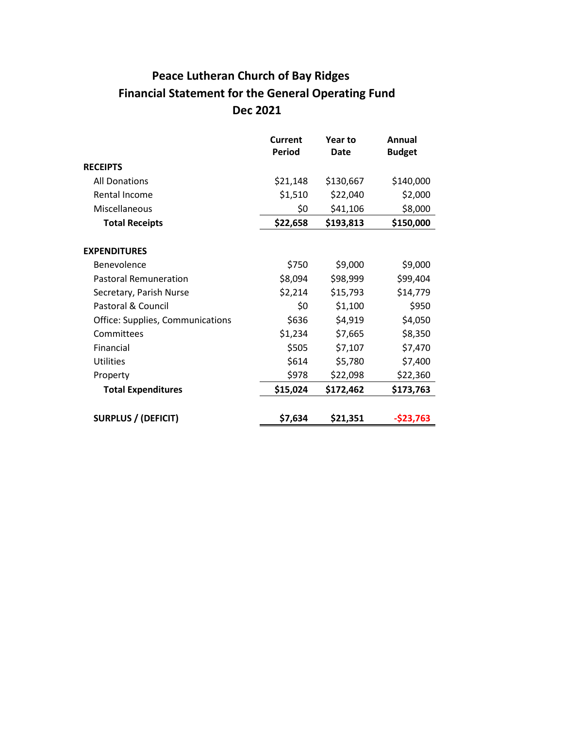# Peace Lutheran Church of Bay Ridges
## Financial Statement for the General Operating Fund
## Dec 2021

| | Current Period | Year to Date | Annual Budget |
|---|---|---|---|
| **RECEIPTS** | | | |
| All Donations | $21,148 | $130,667 | $140,000 |
| Rental Income | $1,510 | $22,040 | $2,000 |
| Miscellaneous | $0 | $41,106 | $8,000 |
| **Total Receipts** | **$22,658** | **$193,813** | **$150,000** |
| **EXPENDITURES** | | | |
| Benevolence | $750 | $9,000 | $9,000 |
| Pastoral Remuneration | $8,094 | $98,999 | $99,404 |
| Secretary, Parish Nurse | $2,214 | $15,793 | $14,779 |
| Pastoral & Council | $0 | $1,100 | $950 |
| Office: Supplies, Communications | $636 | $4,919 | $4,050 |
| Committees | $1,234 | $7,665 | $8,350 |
| Financial | $505 | $7,107 | $7,470 |
| Utilities | $614 | $5,780 | $7,400 |
| Property | $978 | $22,098 | $22,360 |
| **Total Expenditures** | **$15,024** | **$172,462** | **$173,763** |
| **SURPLUS / (DEFICIT)** | **$7,634** | **$21,351** | **-$23,763** |